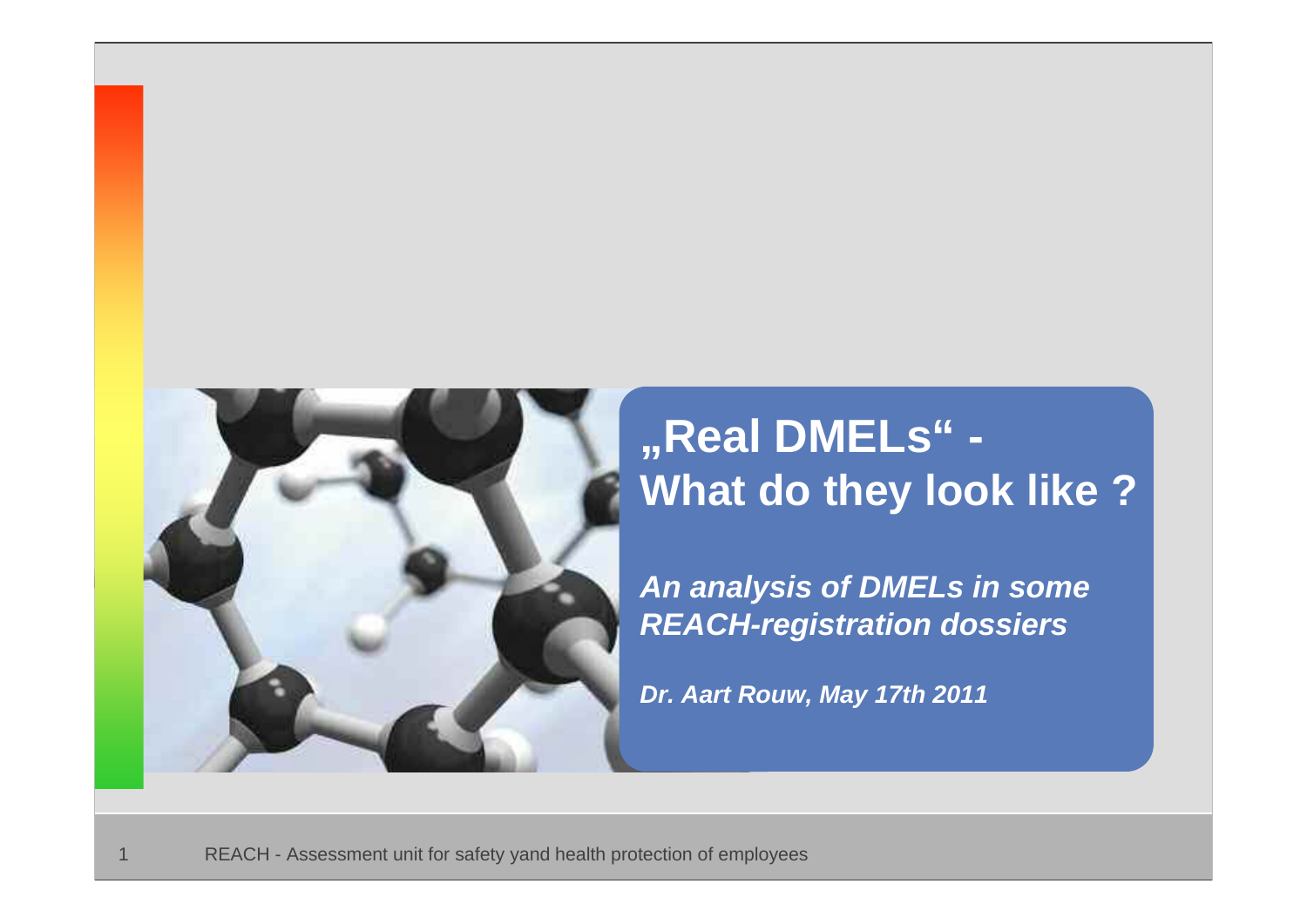# „Real DMELs“ - What do they look like ?

***An analysis of DMELs in some REACH-registration dossiers***

***Dr. Aart Rouw, May 17th 2011***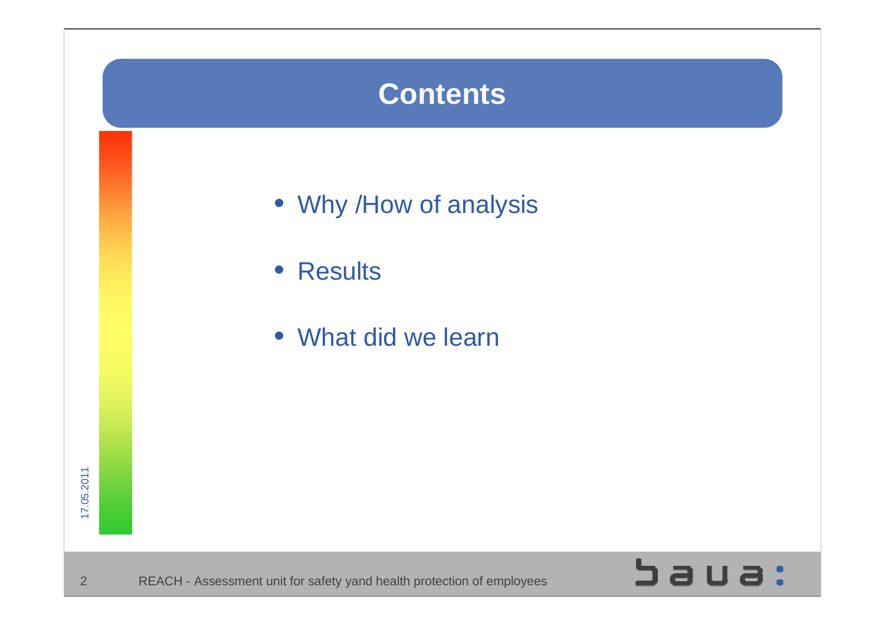# Contents

- Why /How of analysis
- Results
- What did we learn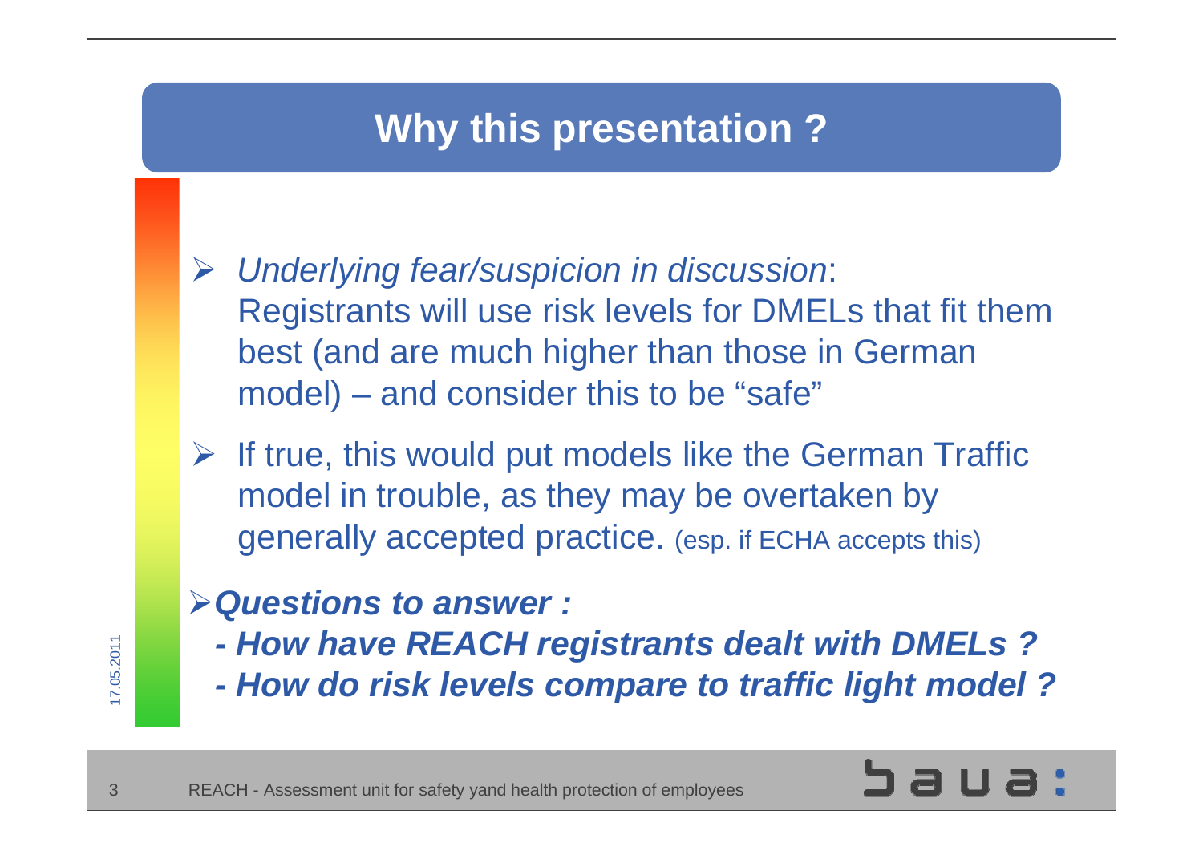# Why this presentation ?

- *Underlying fear/suspicion in discussion*: Registrants will use risk levels for DMELs that fit them best (and are much higher than those in German model) – and consider this to be "safe"
- If true, this would put models like the German Traffic model in trouble, as they may be overtaken by generally accepted practice. (esp. if ECHA accepts this)
- ***Questions to answer :***
  - ***How have REACH registrants dealt with DMELs ?***
  - ***How do risk levels compare to traffic light model ?***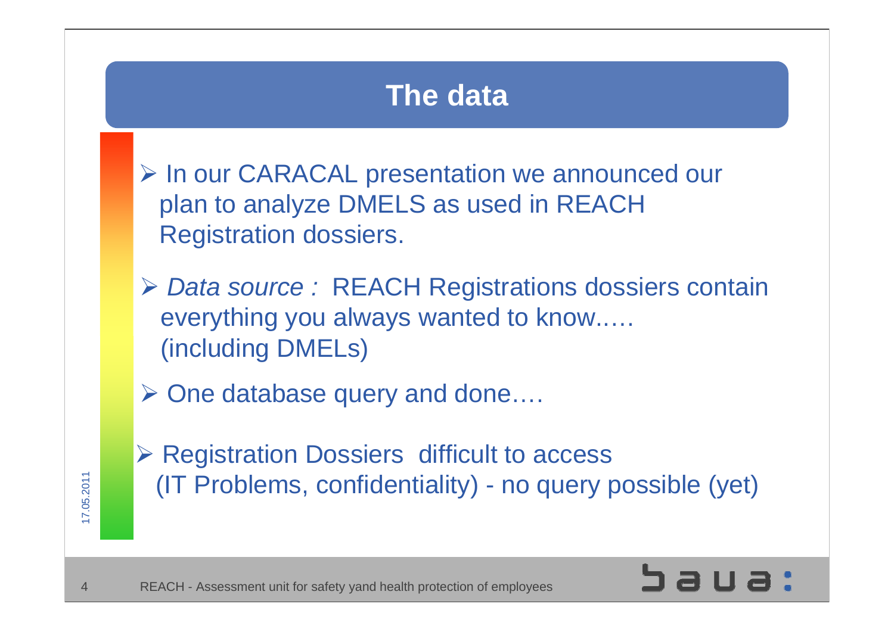# The data

- In our CARACAL presentation we announced our plan to analyze DMELS as used in REACH Registration dossiers.
- *Data source :* REACH Registrations dossiers contain everything you always wanted to know..... (including DMELs)
- One database query and done….
- Registration Dossiers difficult to access (IT Problems, confidentiality) - no query possible (yet)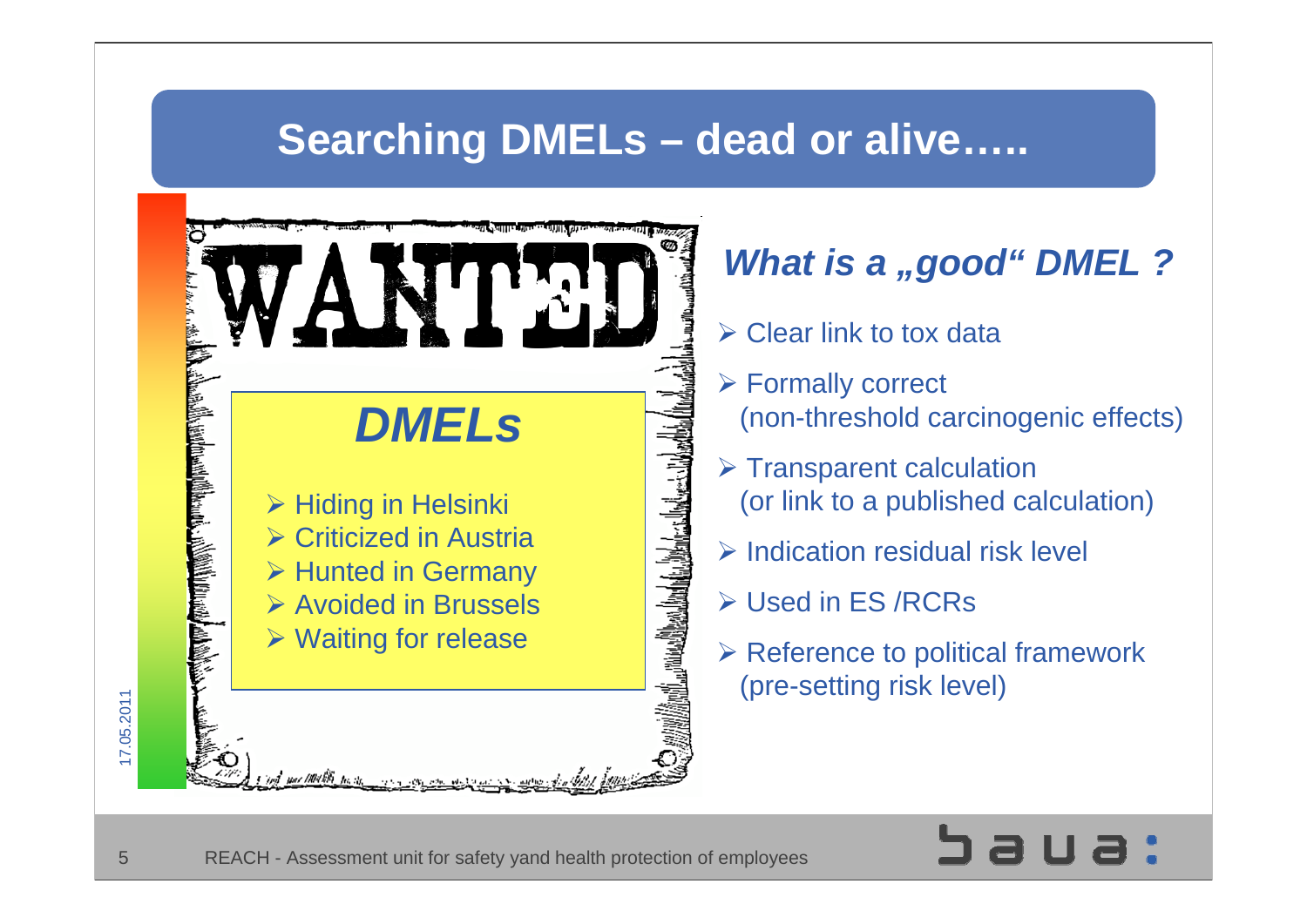# Searching DMELs – dead or alive…..

WANTED

## *DMELs*

- Hiding in Helsinki
- Criticized in Austria
- Hunted in Germany
- Avoided in Brussels
- Waiting for release

### *What is a „good“ DMEL ?*

- Clear link to tox data
- Formally correct (non-threshold carcinogenic effects)
- Transparent calculation (or link to a published calculation)
- Indication residual risk level
- Used in ES /RCRs
- Reference to political framework (pre-setting risk level)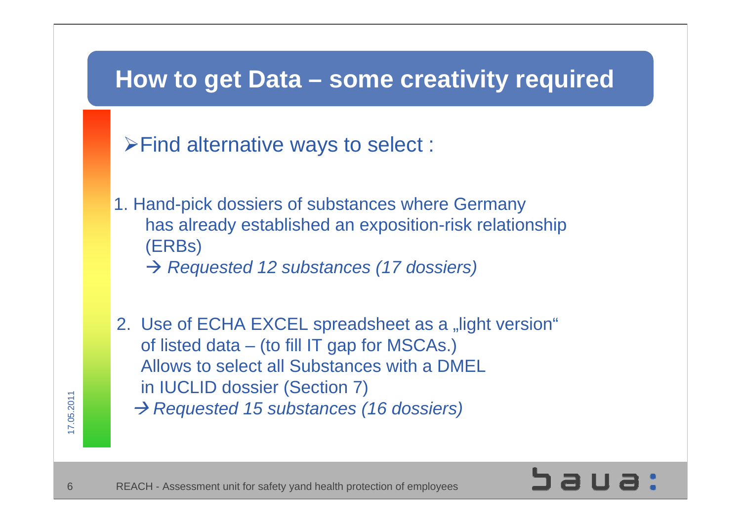# How to get Data – some creativity required

- Find alternative ways to select :

1. Hand-pick dossiers of substances where Germany has already established an exposition-risk relationship (ERBs)
   → *Requested 12 substances (17 dossiers)*

2. Use of ECHA EXCEL spreadsheet as a „light version“ of listed data – (to fill IT gap for MSCAs.) Allows to select all Substances with a DMEL in IUCLID dossier (Section 7)
   → *Requested 15 substances (16 dossiers)*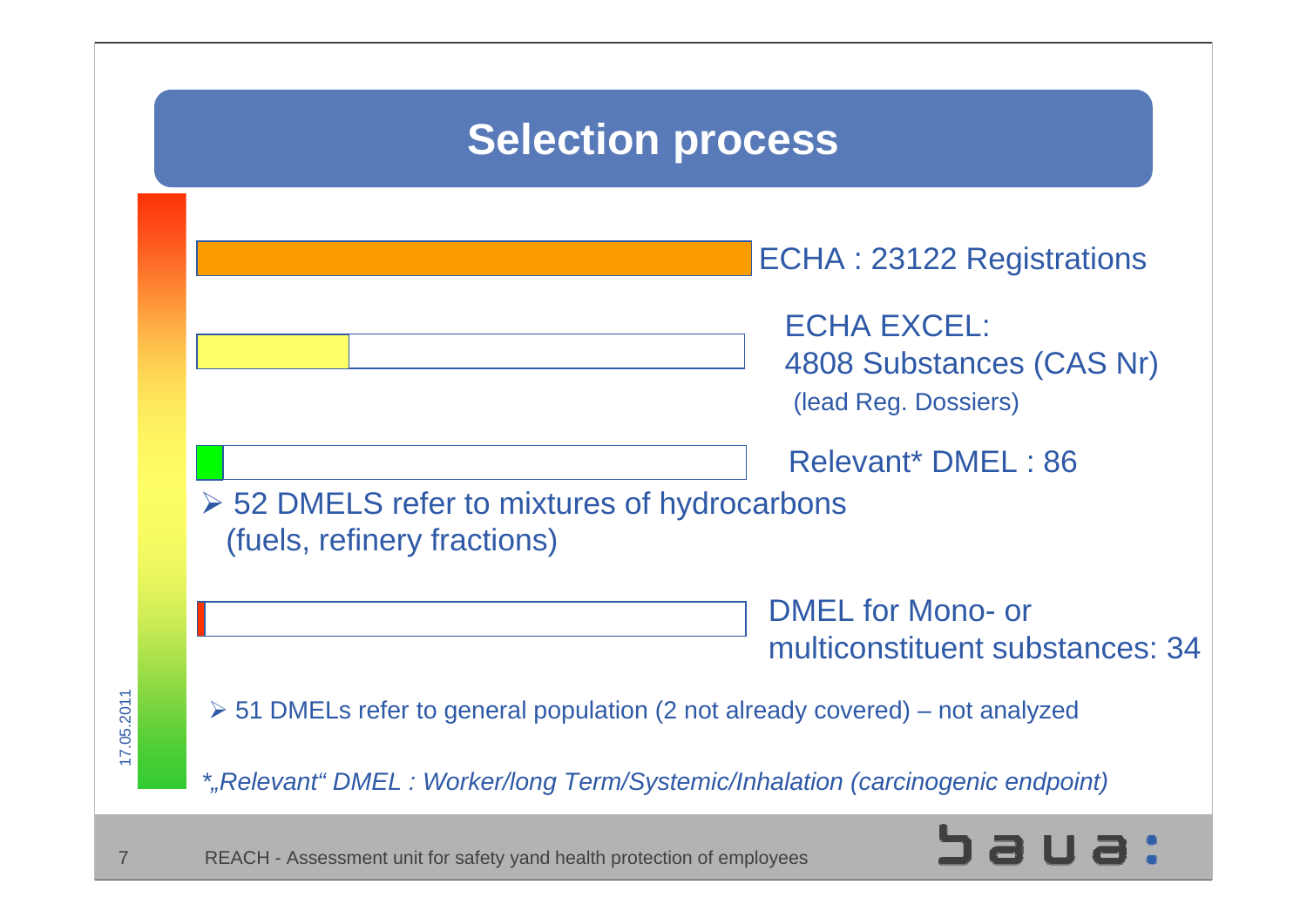# Selection process

ECHA : 23122 Registrations

ECHA EXCEL:
4808 Substances (CAS Nr)
(lead Reg. Dossiers)

Relevant* DMEL : 86

- 52 DMELS refer to mixtures of hydrocarbons (fuels, refinery fractions)

DMEL for Mono- or multiconstituent substances: 34

- 51 DMELs refer to general population (2 not already covered) – not analyzed

*„Relevant" DMEL : Worker/long Term/Systemic/Inhalation (carcinogenic endpoint)*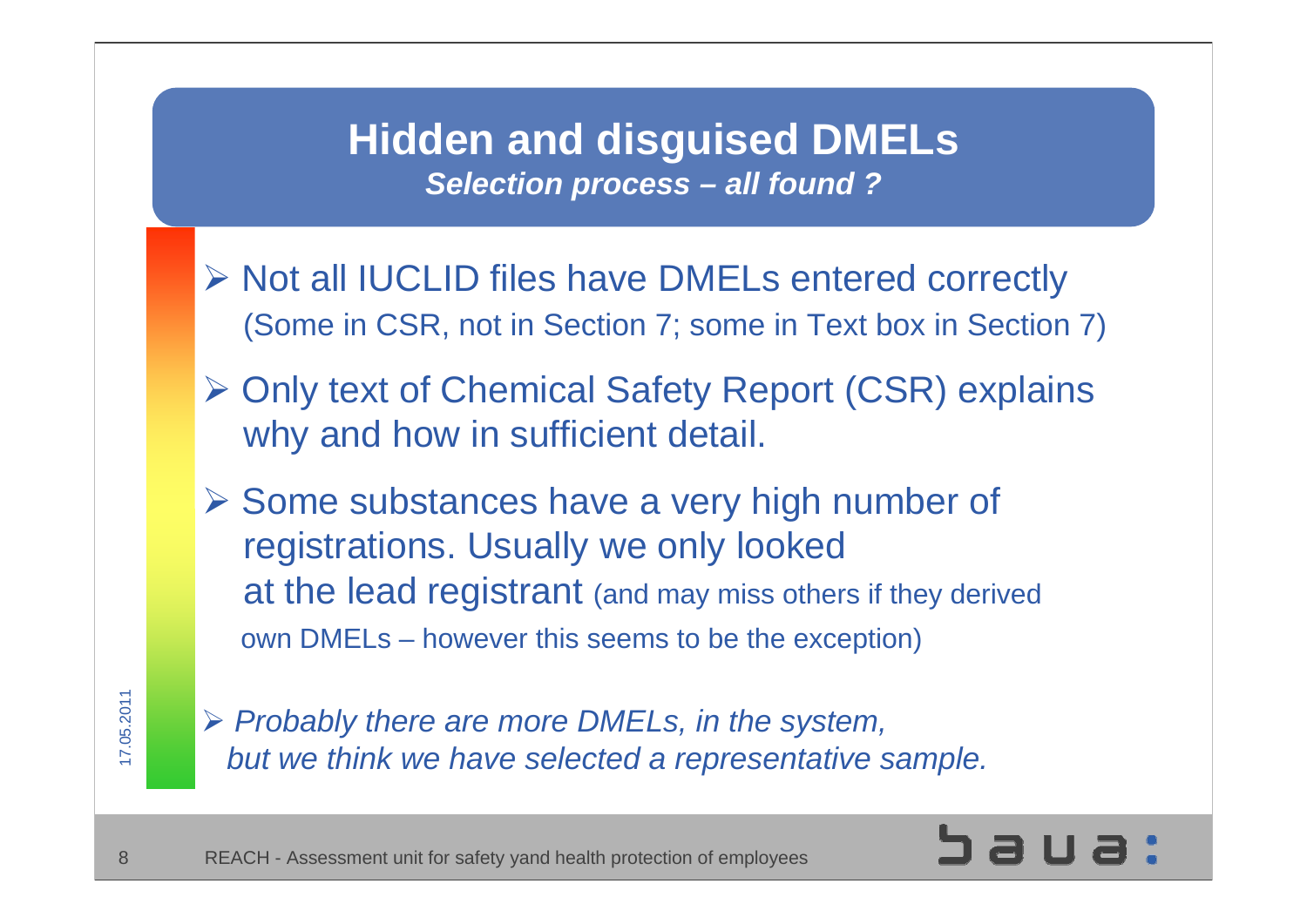# Hidden and disguised DMELs

***Selection process – all found ?***

- Not all IUCLID files have DMELs entered correctly (Some in CSR, not in Section 7; some in Text box in Section 7)
- Only text of Chemical Safety Report (CSR) explains why and how in sufficient detail.
- Some substances have a very high number of registrations. Usually we only looked at the lead registrant (and may miss others if they derived own DMELs – however this seems to be the exception)
- *Probably there are more DMELs, in the system, but we think we have selected a representative sample.*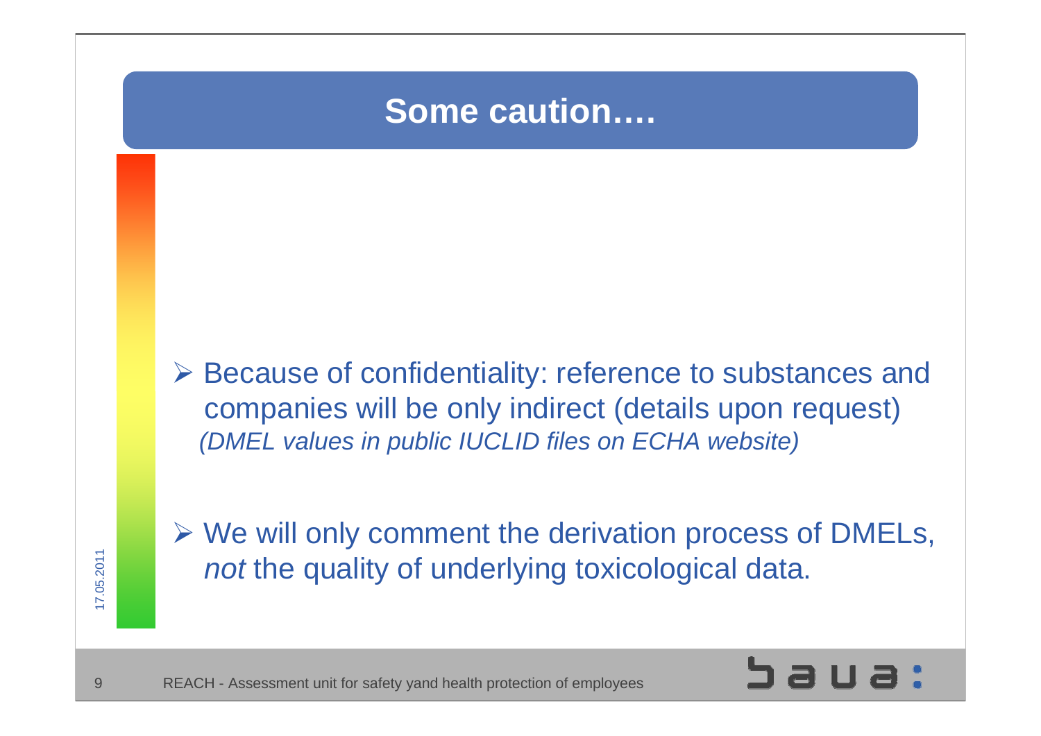# Some caution….

- Because of confidentiality: reference to substances and companies will be only indirect (details upon request) *(DMEL values in public IUCLID files on ECHA website)*

- We will only comment the derivation process of DMELs, *not* the quality of underlying toxicological data.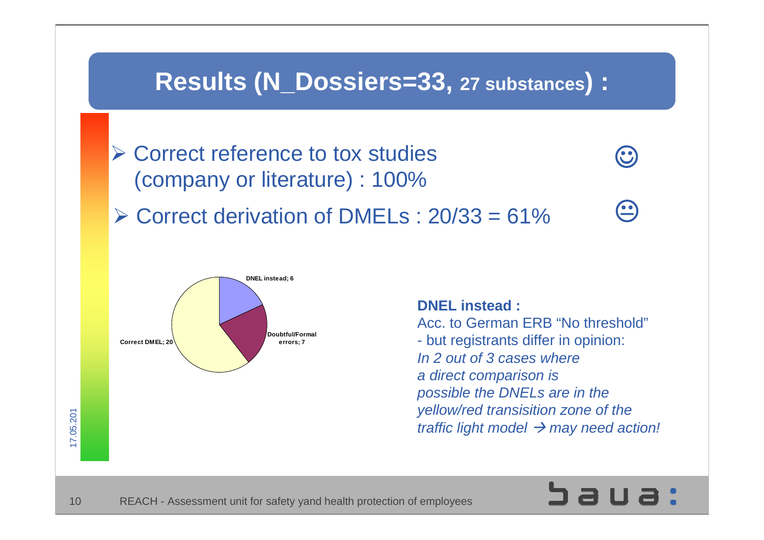# Results (N_Dossiers=33, 27 substances) :

- Correct reference to tox studies (company or literature) : 100% ☺
- Correct derivation of DMELs : 20/33 = 61% 😐

DNEL instead; 6

Doubtful/Formal errors; 7

Correct DMEL; 20

**DNEL instead :**

Acc. to German ERB “No threshold”
- but registrants differ in opinion:

*In 2 out of 3 cases where a direct comparison is possible the DNELs are in the yellow/red transisition zone of the traffic light model → may need action!*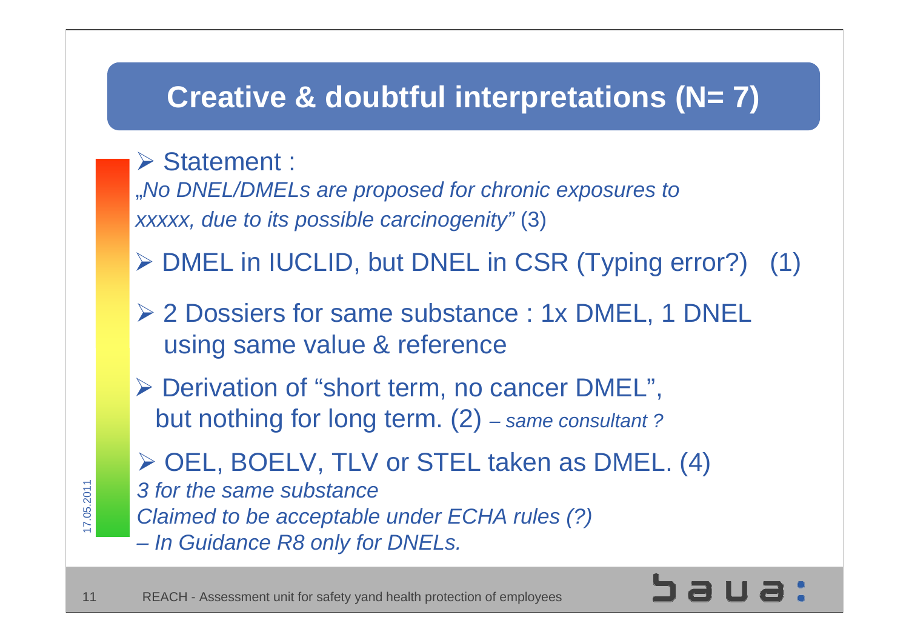# Creative & doubtful interpretations (N= 7)

- Statement :
  „*No DNEL/DMELs are proposed for chronic exposures to xxxxx, due to its possible carcinogenity"* (3)
- DMEL in IUCLID, but DNEL in CSR (Typing error?) (1)
- 2 Dossiers for same substance : 1x DMEL, 1 DNEL using same value & reference
- Derivation of "short term, no cancer DMEL", but nothing for long term. (2) – *same consultant ?*
- OEL, BOELV, TLV or STEL taken as DMEL. (4)
  *3 for the same substance*
  *Claimed to be acceptable under ECHA rules (?)*
  *– In Guidance R8 only for DNELs.*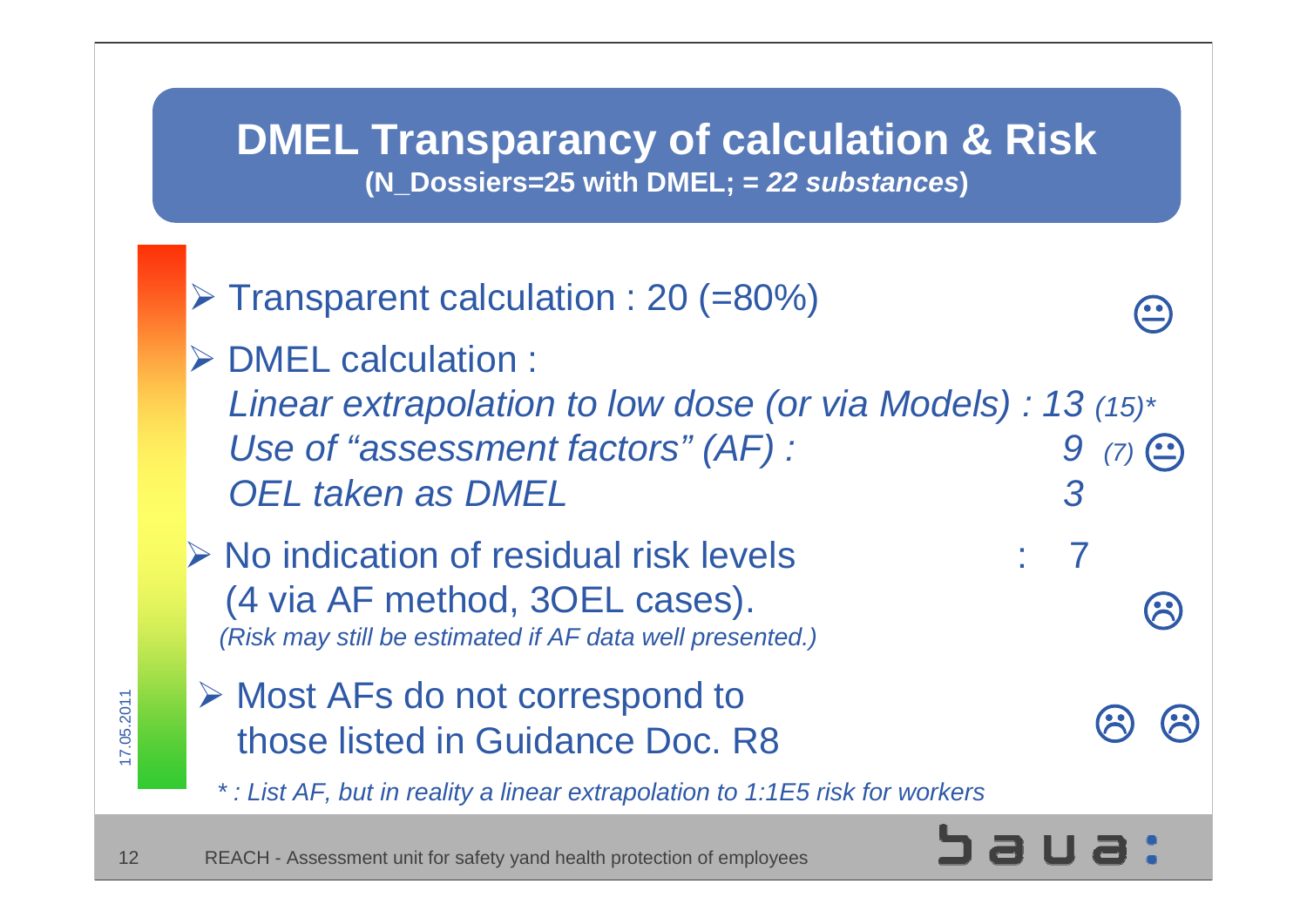# DMEL Transparancy of calculation & Risk

**(N_Dossiers=25 with DMEL; = *22 substances*)**

- Transparent calculation : 20 (=80%)
- DMEL calculation :
  *Linear extrapolation to low dose (or via Models) : 13 (15)**
  *Use of "assessment factors" (AF) : 9 (7)*
  *OEL taken as DMEL 3*
- No indication of residual risk levels : 7
  (4 via AF method, 3OEL cases).
  *(Risk may still be estimated if AF data well presented.)*
- Most AFs do not correspond to those listed in Guidance Doc. R8

*\* : List AF, but in reality a linear extrapolation to 1:1E5 risk for workers*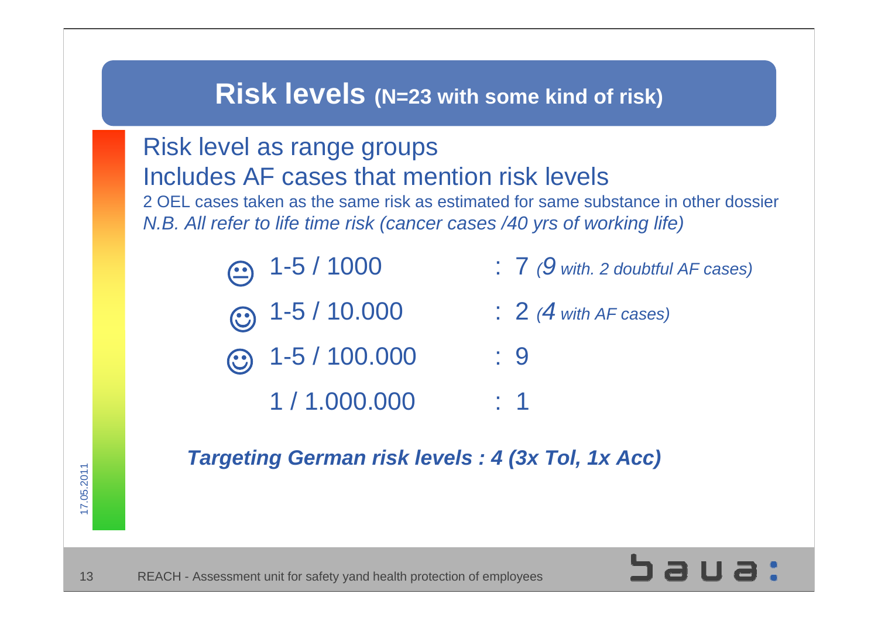# Risk levels (N=23 with some kind of risk)

Risk level as range groups

Includes AF cases that mention risk levels

2 OEL cases taken as the same risk as estimated for same substance in other dossier

*N.B. All refer to life time risk (cancer cases /40 yrs of working life)*

| Risk level | Cases |
|---|---|
| 😐 1-5 / 1000 | : 7 *(9 with. 2 doubtful AF cases)* |
| ☺ 1-5 / 10.000 | : 2 *(4 with AF cases)* |
| ☺ 1-5 / 100.000 | : 9 |
| 1 / 1.000.000 | : 1 |

***Targeting German risk levels : 4 (3x Tol, 1x Acc)***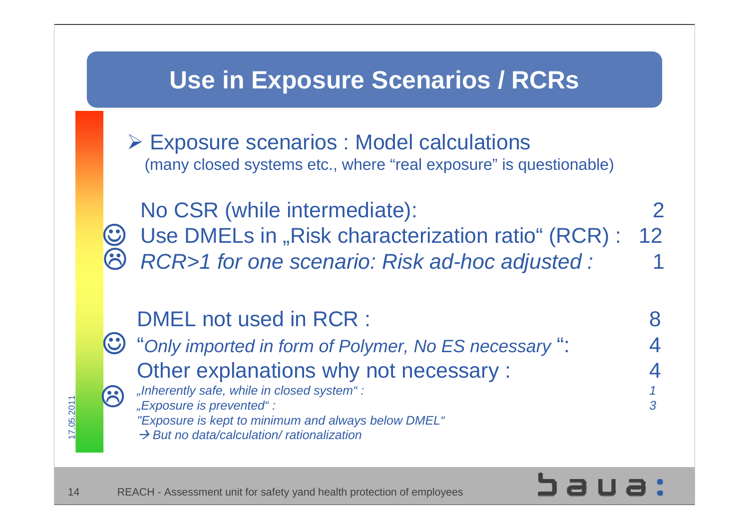# Use in Exposure Scenarios / RCRs

- Exposure scenarios : Model calculations
  (many closed systems etc., where "real exposure" is questionable)

| | |
|---|---|
| No CSR (while intermediate): | 2 |
| ☺ Use DMELs in „Risk characterization ratio" (RCR) : | 12 |
| ☹ *RCR>1 for one scenario: Risk ad-hoc adjusted :* | 1 |

| | |
|---|---|
| DMEL not used in RCR : | 8 |
| ☺ "*Only imported in form of Polymer, No ES necessary* ": | 4 |
| Other explanations why not necessary : | 4 |
| ☹ *„Inherently safe, while in closed system" :* | *1* |
| *„Exposure is prevented" :* | *3* |

*"Exposure is kept to minimum and always below DMEL"*
*→ But no data/calculation/ rationalization*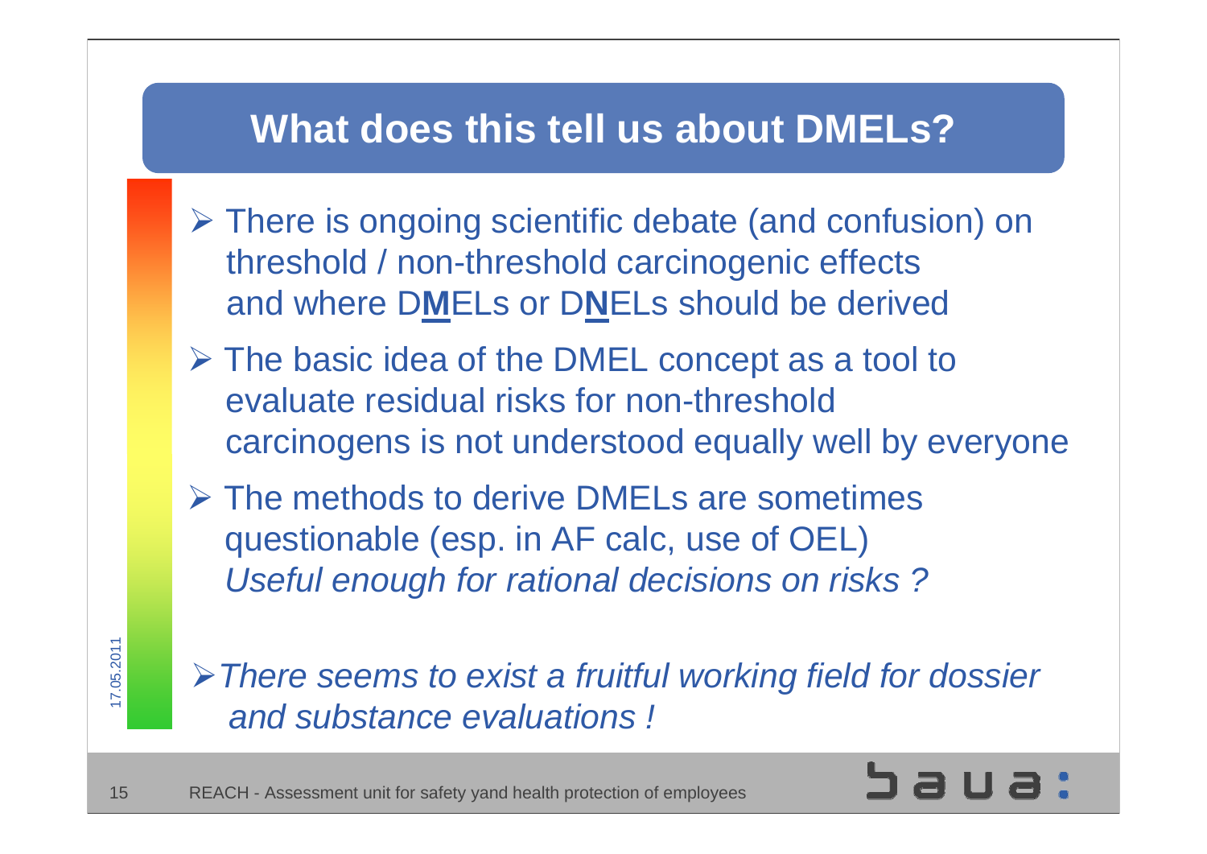## What does this tell us about DMELs?

- There is ongoing scientific debate (and confusion) on threshold / non-threshold carcinogenic effects and where D**M**ELs or D**N**ELs should be derived
- The basic idea of the DMEL concept as a tool to evaluate residual risks for non-threshold carcinogens is not understood equally well by everyone
- The methods to derive DMELs are sometimes questionable (esp. in AF calc, use of OEL) *Useful enough for rational decisions on risks ?*

- *There seems to exist a fruitful working field for dossier and substance evaluations !*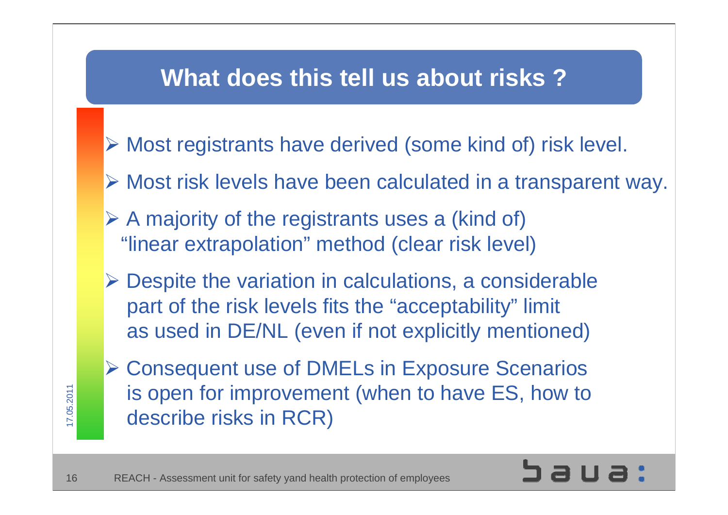# What does this tell us about risks ?

- Most registrants have derived (some kind of) risk level.
- Most risk levels have been calculated in a transparent way.
- A majority of the registrants uses a (kind of) "linear extrapolation" method (clear risk level)
- Despite the variation in calculations, a considerable part of the risk levels fits the "acceptability" limit as used in DE/NL (even if not explicitly mentioned)
- Consequent use of DMELs in Exposure Scenarios is open for improvement (when to have ES, how to describe risks in RCR)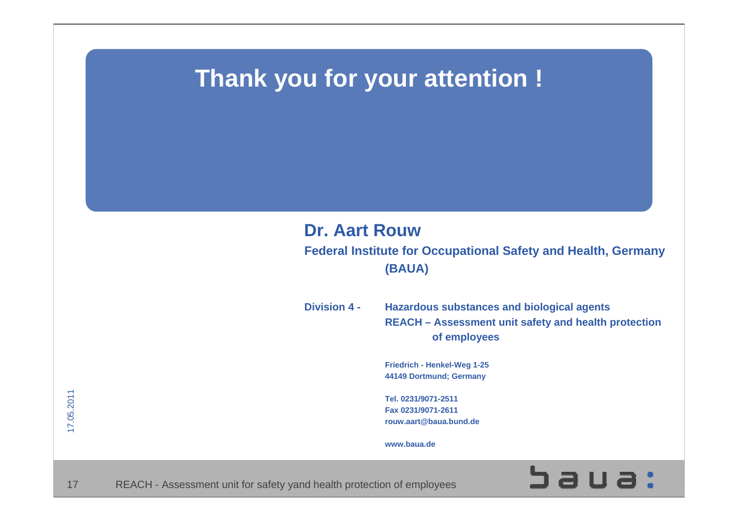# Thank you for your attention !

## Dr. Aart Rouw

**Federal Institute for Occupational Safety and Health, Germany (BAUA)**

**Division 4 -** **Hazardous substances and biological agents**
**REACH – Assessment unit safety and health protection of employees**

**Friedrich - Henkel-Weg 1-25**
**44149 Dortmund; Germany**

**Tel. 0231/9071-2511**
**Fax 0231/9071-2611**
**rouw.aart@baua.bund.de**

**www.baua.de**